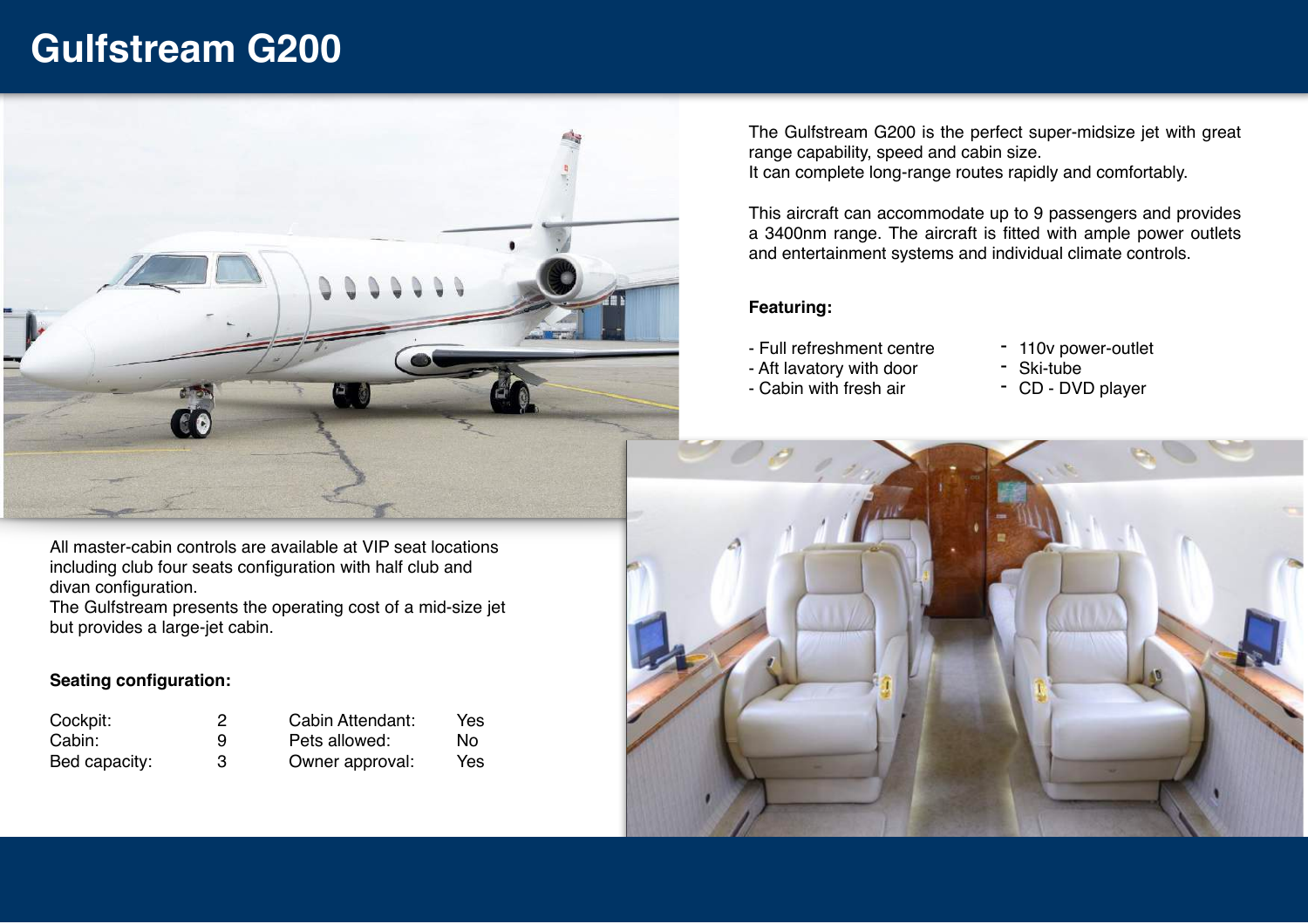# Gulfstream G200

The Gulfstream G200 is the perfect super-midsize jet with great range capability, speed and cabin size.
It can complete long-range routes rapidly and comfortably.

This aircraft can accommodate up to 9 passengers and provides a 3400nm range. The aircraft is fitted with ample power outlets and entertainment systems and individual climate controls.

**Featuring:**

- Full refreshment centre
- Aft lavatory with door
- Cabin with fresh air
- 110v power-outlet
- Ski-tube
- CD - DVD player

All master-cabin controls are available at VIP seat locations including club four seats configuration with half club and divan configuration.
The Gulfstream presents the operating cost of a mid-size jet but provides a large-jet cabin.

**Seating configuration:**

| | | | |
|---|---|---|---|
| Cockpit: | 2 | Cabin Attendant: | Yes |
| Cabin: | 9 | Pets allowed: | No |
| Bed capacity: | 3 | Owner approval: | Yes |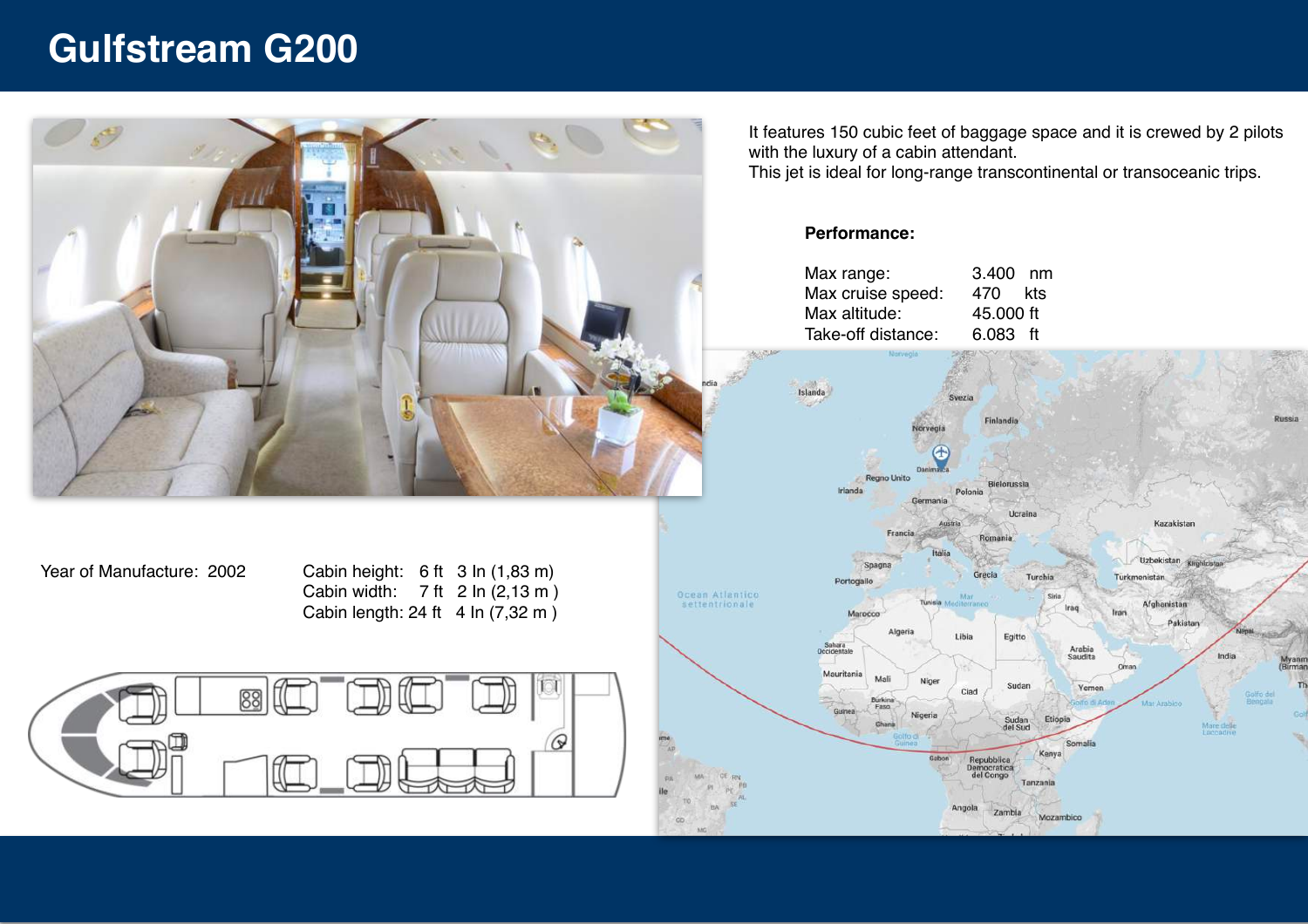# Gulfstream G200

It features 150 cubic feet of baggage space and it is crewed by 2 pilots with the luxury of a cabin attendant.
This jet is ideal for long-range transcontinental or transoceanic trips.

**Performance:**

| | |
|---|---|
| Max range: | 3.400 nm |
| Max cruise speed: | 470 kts |
| Max altitude: | 45.000 ft |
| Take-off distance: | 6.083 ft |

Year of Manufacture: 2002

Cabin height: 6 ft 3 In (1,83 m)
Cabin width: 7 ft 2 In (2,13 m )
Cabin length: 24 ft 4 In (7,32 m )